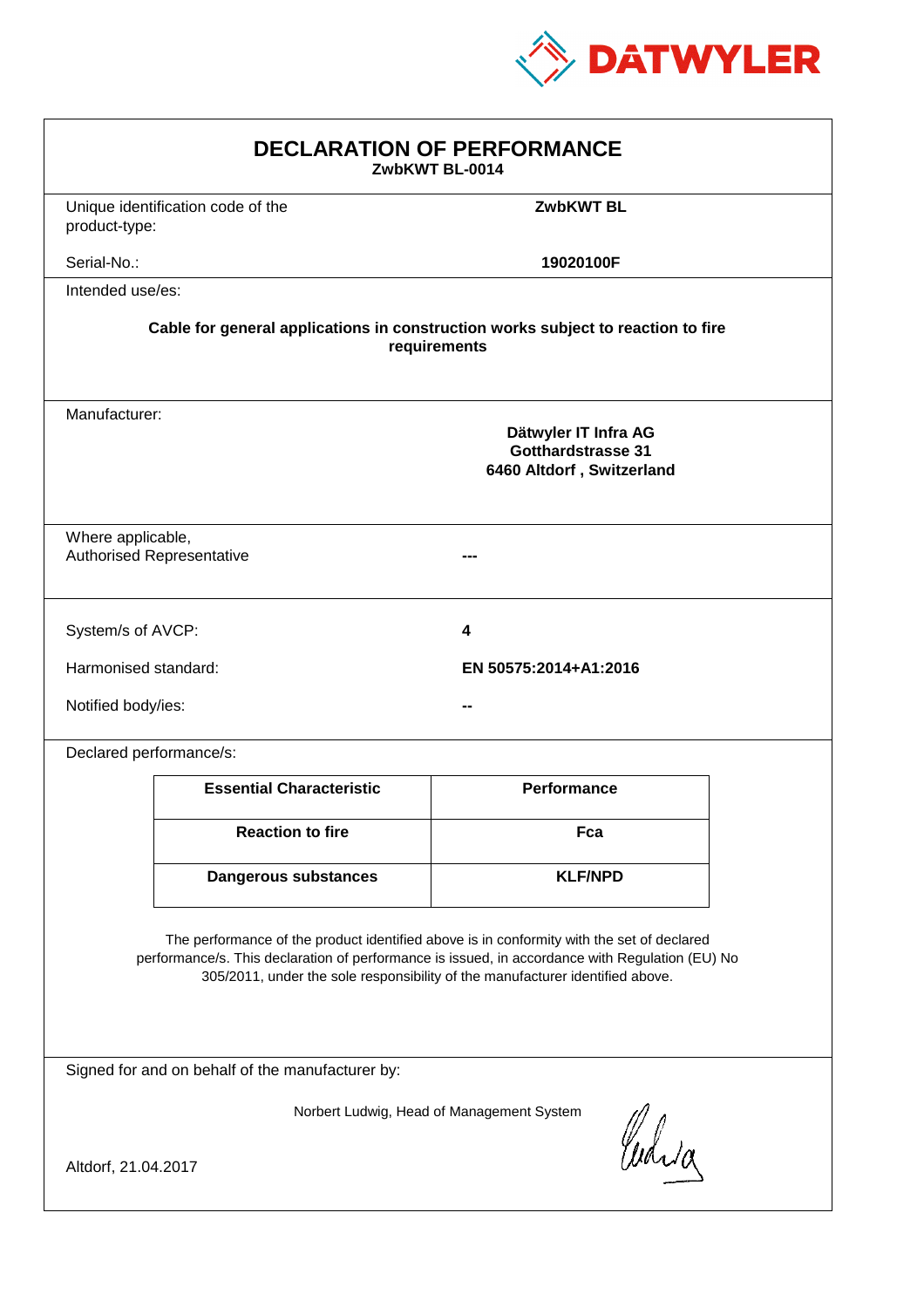DATWYLER

# DECLARATION OF PERFORMANCE

**ZwbKWT BL-0014**

| | |
|---|---|
| Unique identification code of the product-type: | **ZwbKWT BL** |
| Serial-No.: | **19020100F** |

Intended use/es:

**Cable for general applications in construction works subject to reaction to fire requirements**

Manufacturer:

**Dätwyler IT Infra AG**
**Gotthardstrasse 31**
**6460 Altdorf , Switzerland**

| | |
|---|---|
| Where applicable, Authorised Representative | --- |

| | |
|---|---|
| System/s of AVCP: | **4** |
| Harmonised standard: | **EN 50575:2014+A1:2016** |
| Notified body/ies: | **--** |

Declared performance/s:

| Essential Characteristic | Performance |
|---|---|
| **Reaction to fire** | **Fca** |
| **Dangerous substances** | **KLF/NPD** |

The performance of the product identified above is in conformity with the set of declared performance/s. This declaration of performance is issued, in accordance with Regulation (EU) No 305/2011, under the sole responsibility of the manufacturer identified above.

Signed for and on behalf of the manufacturer by:

Norbert Ludwig, Head of Management System

Altdorf, 21.04.2017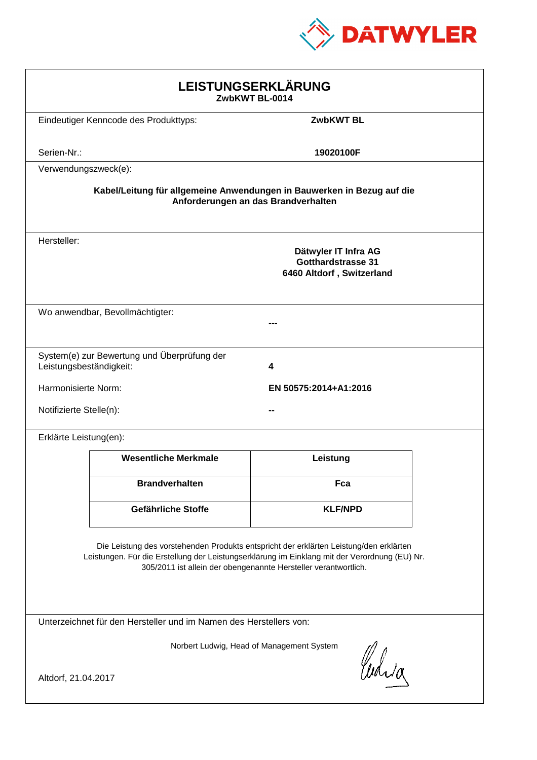# LEISTUNGSERKLÄRUNG

**ZwbKWT BL-0014**

Eindeutiger Kenncode des Produkttyps: **ZwbKWT BL**

Serien-Nr.: **19020100F**

Verwendungszweck(e):

**Kabel/Leitung für allgemeine Anwendungen in Bauwerken in Bezug auf die Anforderungen an das Brandverhalten**

Hersteller:

**Dätwyler IT Infra AG**
**Gotthardstrasse 31**
**6460 Altdorf , Switzerland**

Wo anwendbar, Bevollmächtigter: **---**

System(e) zur Bewertung und Überprüfung der Leistungsbeständigkeit: **4**

Harmonisierte Norm: **EN 50575:2014+A1:2016**

Notifizierte Stelle(n): **--**

Erklärte Leistung(en):

| Wesentliche Merkmale | Leistung |
|---|---|
| **Brandverhalten** | **Fca** |
| **Gefährliche Stoffe** | **KLF/NPD** |

Die Leistung des vorstehenden Produkts entspricht der erklärten Leistung/den erklärten Leistungen. Für die Erstellung der Leistungserklärung im Einklang mit der Verordnung (EU) Nr. 305/2011 ist allein der obengenannte Hersteller verantwortlich.

Unterzeichnet für den Hersteller und im Namen des Herstellers von:

Norbert Ludwig, Head of Management System

Altdorf, 21.04.2017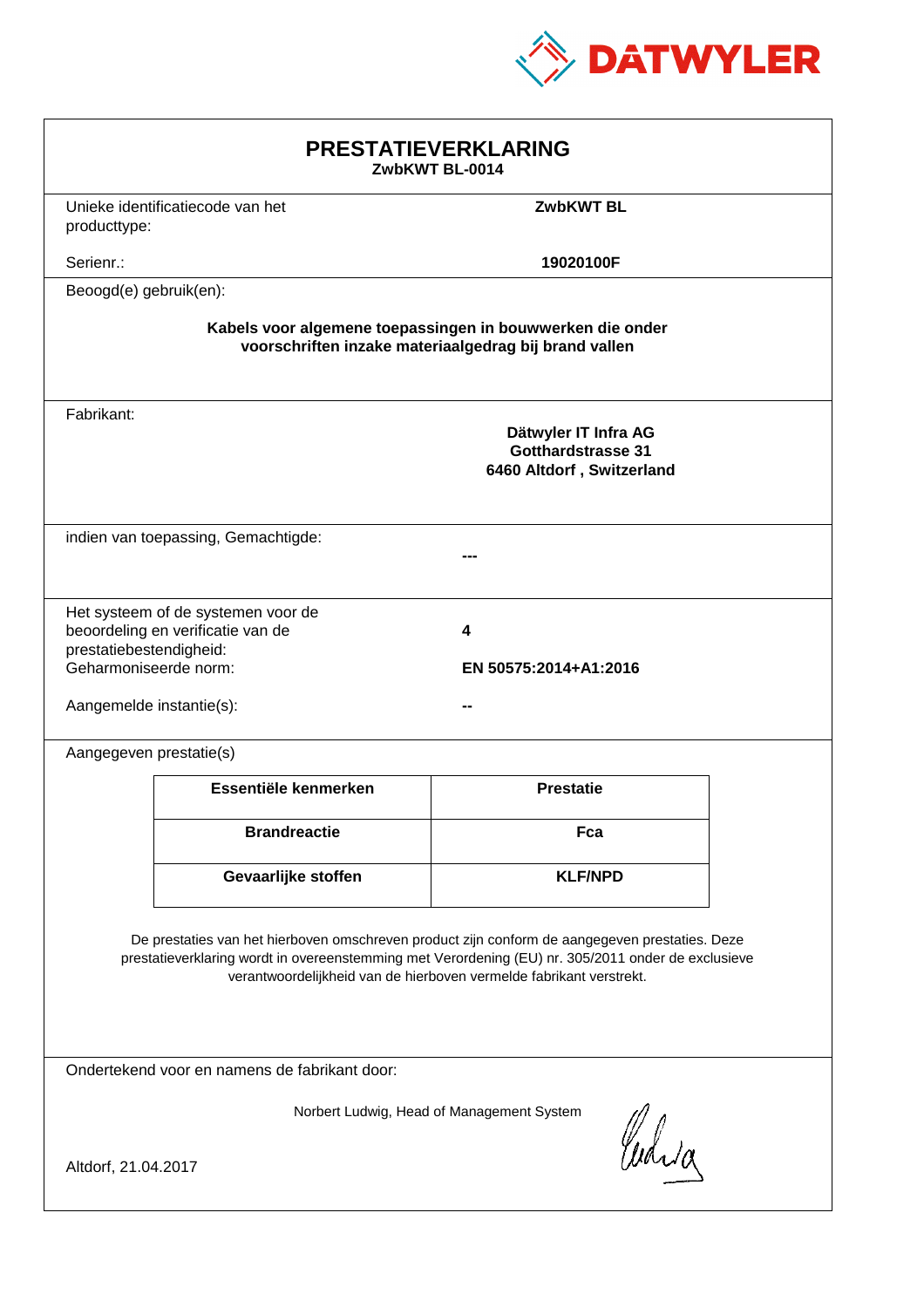DATWYLER

# PRESTATIEVERKLARING

**ZwbKWT BL-0014**

Unieke identificatiecode van het producttype: **ZwbKWT BL**

Serienr.: **19020100F**

Beoogd(e) gebruik(en):

**Kabels voor algemene toepassingen in bouwwerken die onder voorschriften inzake materiaalgedrag bij brand vallen**

Fabrikant:

**Dätwyler IT Infra AG**
**Gotthardstrasse 31**
**6460 Altdorf , Switzerland**

indien van toepassing, Gemachtigde: **---**

Het systeem of de systemen voor de beoordeling en verificatie van de prestatiebestendigheid: **4**

Geharmoniseerde norm: **EN 50575:2014+A1:2016**

Aangemelde instantie(s): **--**

Aangegeven prestatie(s)

| Essentiële kenmerken | Prestatie |
|---|---|
| **Brandreactie** | **Fca** |
| **Gevaarlijke stoffen** | **KLF/NPD** |

De prestaties van het hierboven omschreven product zijn conform de aangegeven prestaties. Deze prestatieverklaring wordt in overeenstemming met Verordening (EU) nr. 305/2011 onder de exclusieve verantwoordelijkheid van de hierboven vermelde fabrikant verstrekt.

Ondertekend voor en namens de fabrikant door:

Norbert Ludwig, Head of Management System

Altdorf, 21.04.2017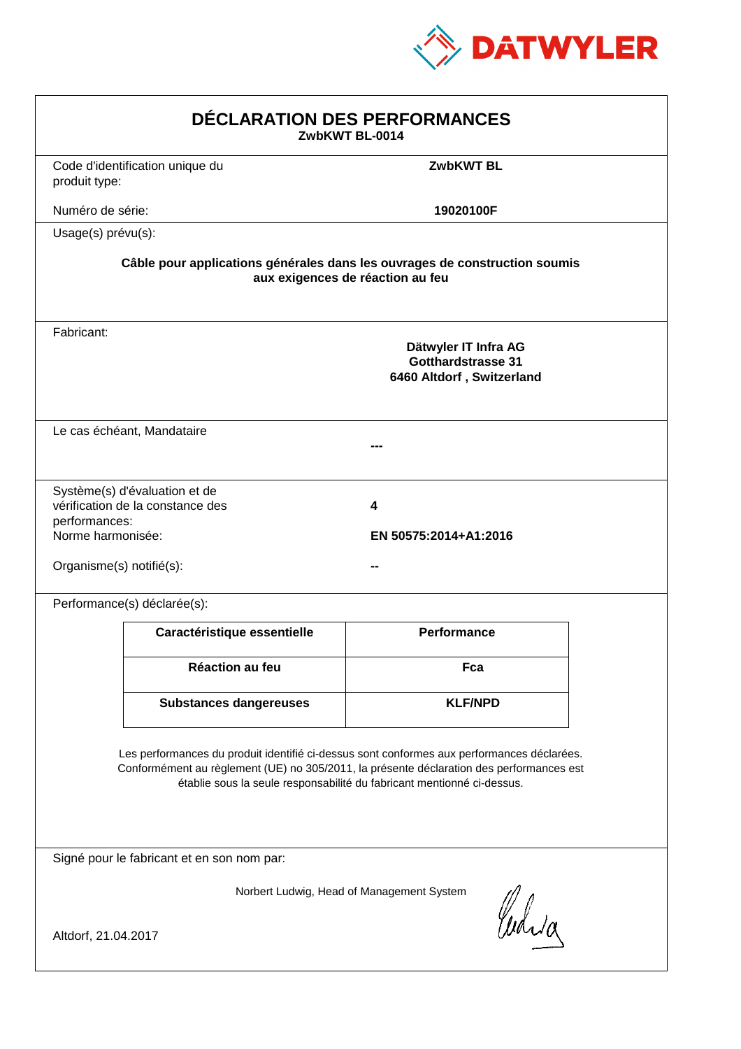DATWYLER

# DÉCLARATION DES PERFORMANCES

**ZwbKWT BL-0014**

Code d'identification unique du produit type: **ZwbKWT BL**

Numéro de série: **19020100F**

Usage(s) prévu(s):

**Câble pour applications générales dans les ouvrages de construction soumis aux exigences de réaction au feu**

Fabricant:

**Dätwyler IT Infra AG**
**Gotthardstrasse 31**
**6460 Altdorf , Switzerland**

Le cas échéant, Mandataire

**---**

Système(s) d'évaluation et de vérification de la constance des performances: **4**

Norme harmonisée: **EN 50575:2014+A1:2016**

Organisme(s) notifié(s): **--**

Performance(s) déclarée(s):

| Caractéristique essentielle | Performance |
| --- | --- |
| **Réaction au feu** | **Fca** |
| **Substances dangereuses** | **KLF/NPD** |

Les performances du produit identifié ci-dessus sont conformes aux performances déclarées. Conformément au règlement (UE) no 305/2011, la présente déclaration des performances est établie sous la seule responsabilité du fabricant mentionné ci-dessus.

Signé pour le fabricant et en son nom par:

Norbert Ludwig, Head of Management System

Altdorf, 21.04.2017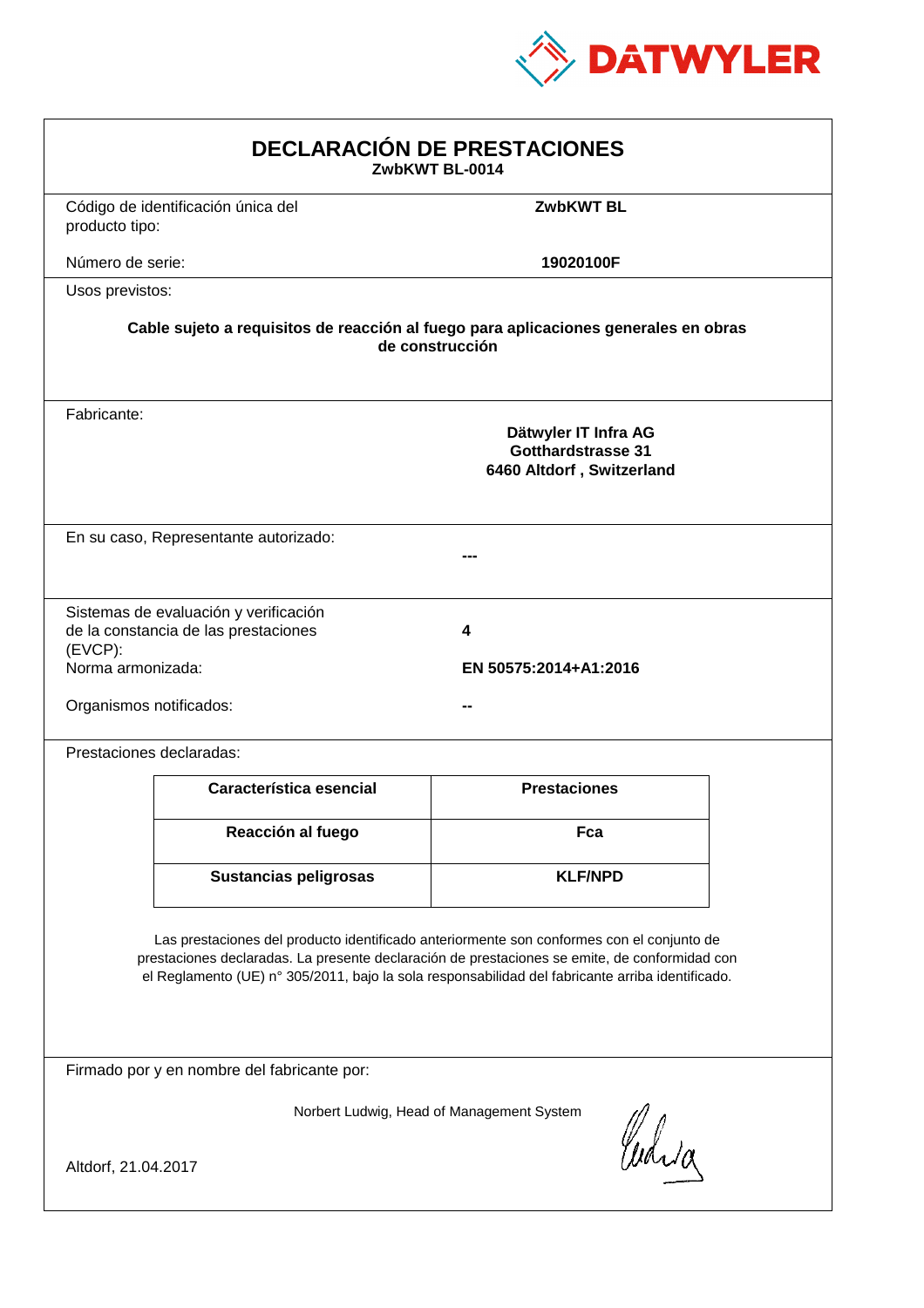DATWYLER

# DECLARACIÓN DE PRESTACIONES

**ZwbKWT BL-0014**

Código de identificación única del producto tipo: **ZwbKWT BL**

Número de serie: **19020100F**

Usos previstos:

**Cable sujeto a requisitos de reacción al fuego para aplicaciones generales en obras de construcción**

Fabricante:

**Dätwyler IT Infra AG**
**Gotthardstrasse 31**
**6460 Altdorf , Switzerland**

En su caso, Representante autorizado: **---**

Sistemas de evaluación y verificación de la constancia de las prestaciones (EVCP): **4**

Norma armonizada: **EN 50575:2014+A1:2016**

Organismos notificados: **--**

Prestaciones declaradas:

| Característica esencial | Prestaciones |
| --- | --- |
| **Reacción al fuego** | **Fca** |
| **Sustancias peligrosas** | **KLF/NPD** |

Las prestaciones del producto identificado anteriormente son conformes con el conjunto de prestaciones declaradas. La presente declaración de prestaciones se emite, de conformidad con el Reglamento (UE) n° 305/2011, bajo la sola responsabilidad del fabricante arriba identificado.

Firmado por y en nombre del fabricante por:

Norbert Ludwig, Head of Management System

Altdorf, 21.04.2017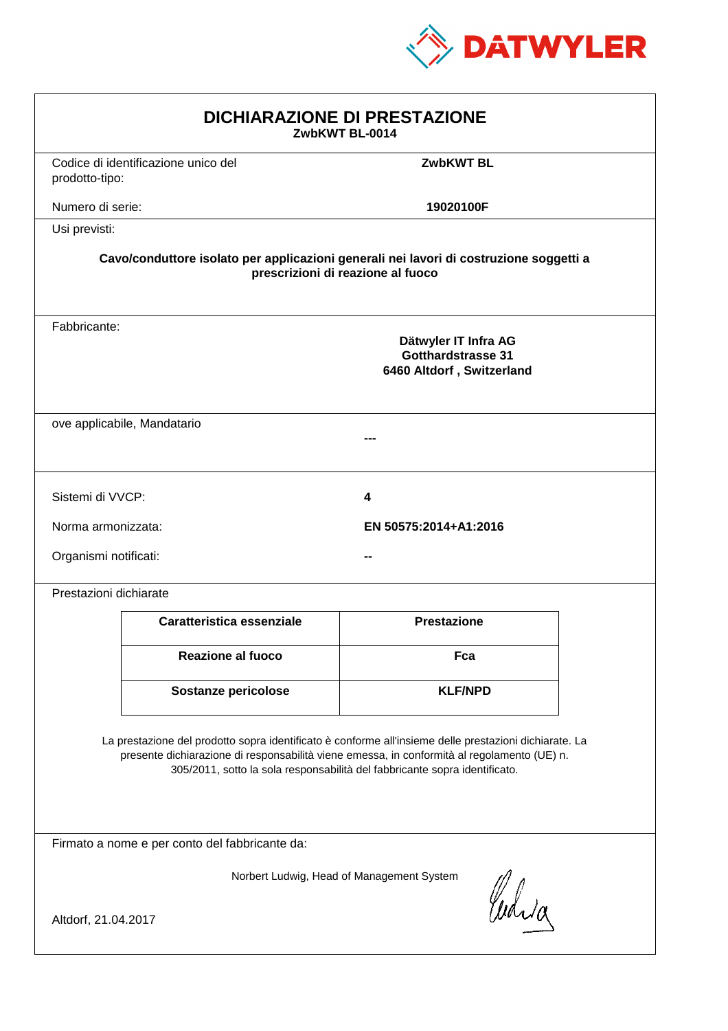DATWYLER

# DICHIARAZIONE DI PRESTAZIONE

**ZwbKWT BL-0014**

Codice di identificazione unico del prodotto-tipo: **ZwbKWT BL**

Numero di serie: **19020100F**

Usi previsti:

**Cavo/conduttore isolato per applicazioni generali nei lavori di costruzione soggetti a prescrizioni di reazione al fuoco**

Fabbricante:

**Dätwyler IT Infra AG**
**Gotthardstrasse 31**
**6460 Altdorf , Switzerland**

ove applicabile, Mandatario **---**

Sistemi di VVCP: **4**

Norma armonizzata: **EN 50575:2014+A1:2016**

Organismi notificati: **--**

Prestazioni dichiarate

| Caratteristica essenziale | Prestazione |
|---|---|
| **Reazione al fuoco** | **Fca** |
| **Sostanze pericolose** | **KLF/NPD** |

La prestazione del prodotto sopra identificato è conforme all'insieme delle prestazioni dichiarate. La presente dichiarazione di responsabilità viene emessa, in conformità al regolamento (UE) n. 305/2011, sotto la sola responsabilità del fabbricante sopra identificato.

Firmato a nome e per conto del fabbricante da:

Norbert Ludwig, Head of Management System

Altdorf, 21.04.2017